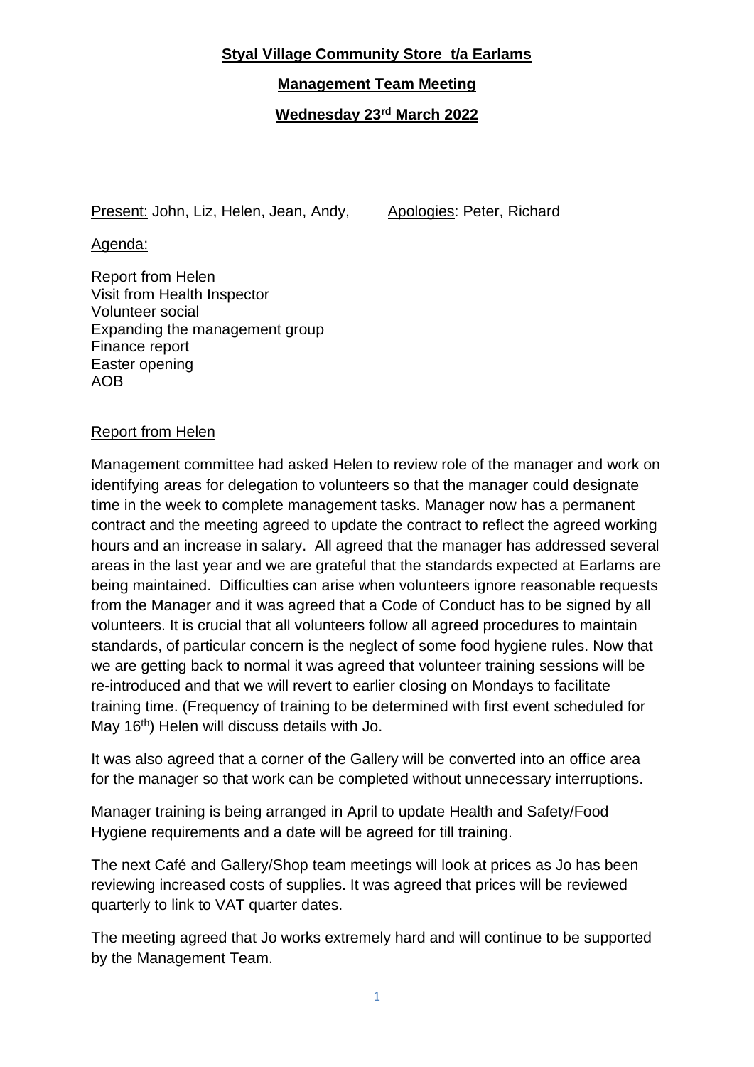**Styal Village Community Store t/a Earlams**

**Management Team Meeting**

**Wednesday 23rd March 2022**

Present: John, Liz, Helen, Jean, Andy, Apologies: Peter, Richard

Agenda:

Report from Helen
Visit from Health Inspector
Volunteer social
Expanding the management group
Finance report
Easter opening
AOB

Report from Helen

Management committee had asked Helen to review role of the manager and work on identifying areas for delegation to volunteers so that the manager could designate time in the week to complete management tasks. Manager now has a permanent contract and the meeting agreed to update the contract to reflect the agreed working hours and an increase in salary. All agreed that the manager has addressed several areas in the last year and we are grateful that the standards expected at Earlams are being maintained. Difficulties can arise when volunteers ignore reasonable requests from the Manager and it was agreed that a Code of Conduct has to be signed by all volunteers. It is crucial that all volunteers follow all agreed procedures to maintain standards, of particular concern is the neglect of some food hygiene rules. Now that we are getting back to normal it was agreed that volunteer training sessions will be re-introduced and that we will revert to earlier closing on Mondays to facilitate training time. (Frequency of training to be determined with first event scheduled for May 16th) Helen will discuss details with Jo.

It was also agreed that a corner of the Gallery will be converted into an office area for the manager so that work can be completed without unnecessary interruptions.

Manager training is being arranged in April to update Health and Safety/Food Hygiene requirements and a date will be agreed for till training.

The next Café and Gallery/Shop team meetings will look at prices as Jo has been reviewing increased costs of supplies. It was agreed that prices will be reviewed quarterly to link to VAT quarter dates.

The meeting agreed that Jo works extremely hard and will continue to be supported by the Management Team.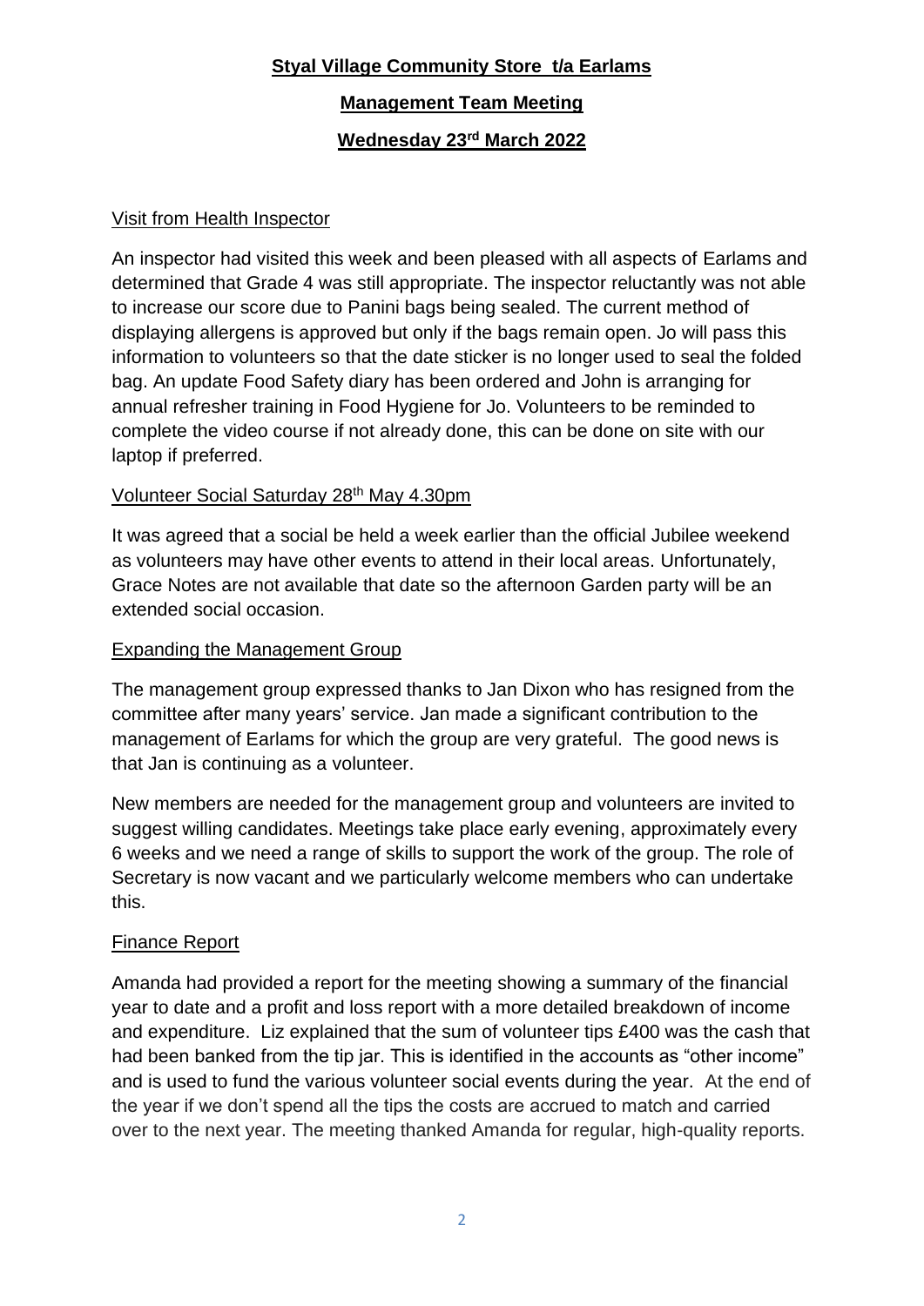**Styal Village Community Store t/a Earlams**

**Management Team Meeting**

**Wednesday 23rd March 2022**

Visit from Health Inspector

An inspector had visited this week and been pleased with all aspects of Earlams and determined that Grade 4 was still appropriate. The inspector reluctantly was not able to increase our score due to Panini bags being sealed. The current method of displaying allergens is approved but only if the bags remain open. Jo will pass this information to volunteers so that the date sticker is no longer used to seal the folded bag. An update Food Safety diary has been ordered and John is arranging for annual refresher training in Food Hygiene for Jo. Volunteers to be reminded to complete the video course if not already done, this can be done on site with our laptop if preferred.

Volunteer Social Saturday 28th May 4.30pm

It was agreed that a social be held a week earlier than the official Jubilee weekend as volunteers may have other events to attend in their local areas. Unfortunately, Grace Notes are not available that date so the afternoon Garden party will be an extended social occasion.

Expanding the Management Group

The management group expressed thanks to Jan Dixon who has resigned from the committee after many years' service. Jan made a significant contribution to the management of Earlams for which the group are very grateful. The good news is that Jan is continuing as a volunteer.

New members are needed for the management group and volunteers are invited to suggest willing candidates. Meetings take place early evening, approximately every 6 weeks and we need a range of skills to support the work of the group. The role of Secretary is now vacant and we particularly welcome members who can undertake this.

Finance Report

Amanda had provided a report for the meeting showing a summary of the financial year to date and a profit and loss report with a more detailed breakdown of income and expenditure. Liz explained that the sum of volunteer tips £400 was the cash that had been banked from the tip jar. This is identified in the accounts as "other income" and is used to fund the various volunteer social events during the year. At the end of the year if we don't spend all the tips the costs are accrued to match and carried over to the next year. The meeting thanked Amanda for regular, high-quality reports.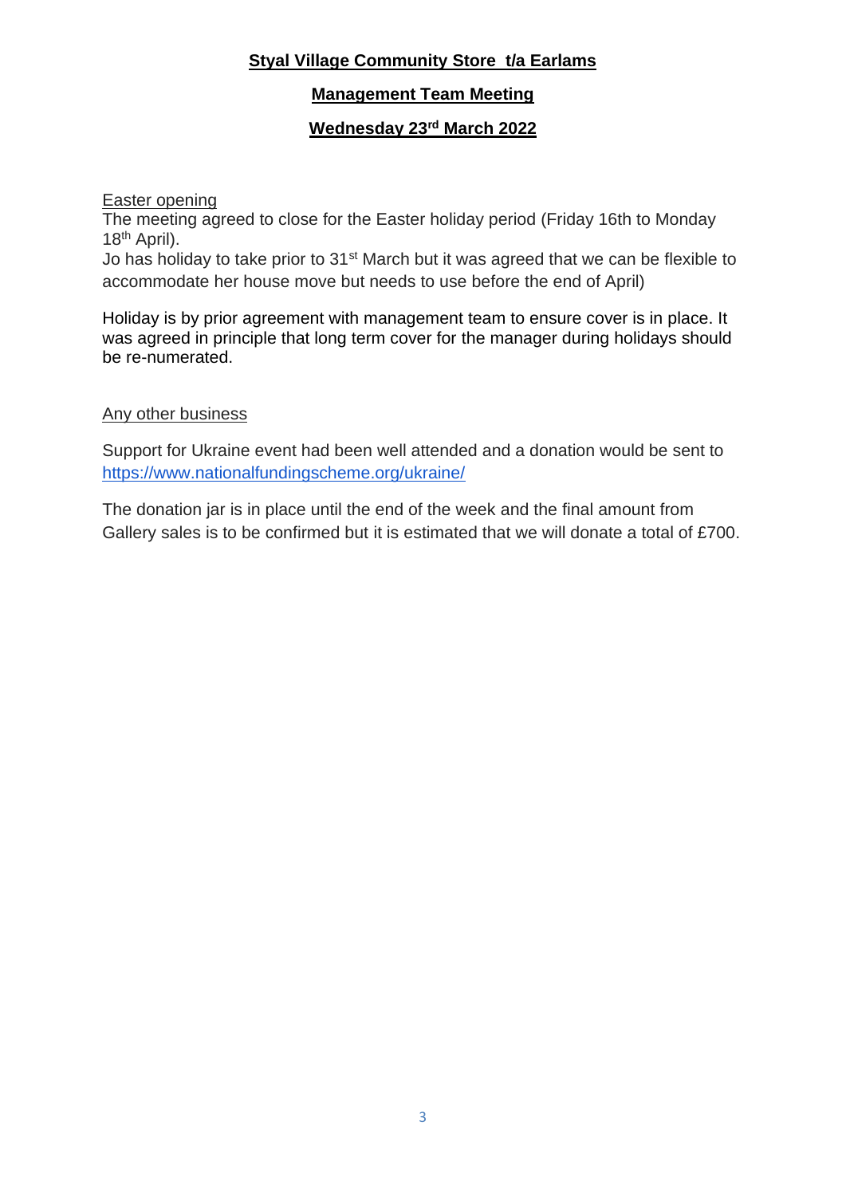**Styal Village Community Store t/a Earlams**

**Management Team Meeting**

**Wednesday 23rd March 2022**

Easter opening

The meeting agreed to close for the Easter holiday period (Friday 16th to Monday 18th April).

Jo has holiday to take prior to 31st March but it was agreed that we can be flexible to accommodate her house move but needs to use before the end of April)

Holiday is by prior agreement with management team to ensure cover is in place. It was agreed in principle that long term cover for the manager during holidays should be re-numerated.

Any other business

Support for Ukraine event had been well attended and a donation would be sent to https://www.nationalfundingscheme.org/ukraine/

The donation jar is in place until the end of the week and the final amount from Gallery sales is to be confirmed but it is estimated that we will donate a total of £700.